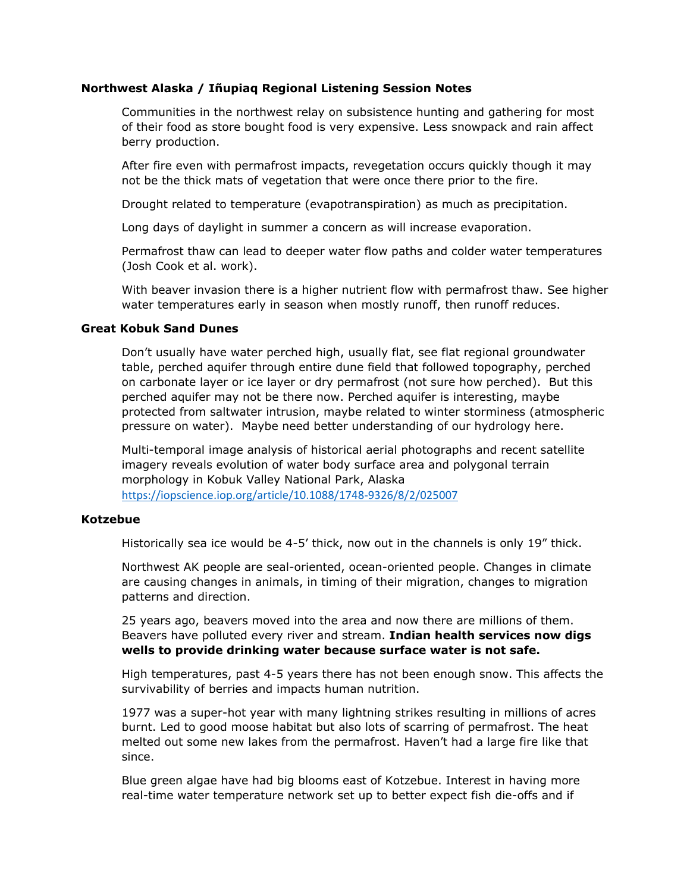**Northwest Alaska / Iñupiaq Regional Listening Session Notes**

Communities in the northwest relay on subsistence hunting and gathering for most of their food as store bought food is very expensive. Less snowpack and rain affect berry production.

After fire even with permafrost impacts, revegetation occurs quickly though it may not be the thick mats of vegetation that were once there prior to the fire.

Drought related to temperature (evapotranspiration) as much as precipitation.

Long days of daylight in summer a concern as will increase evaporation.

Permafrost thaw can lead to deeper water flow paths and colder water temperatures (Josh Cook et al. work).

With beaver invasion there is a higher nutrient flow with permafrost thaw. See higher water temperatures early in season when mostly runoff, then runoff reduces.

**Great Kobuk Sand Dunes**

Don't usually have water perched high, usually flat, see flat regional groundwater table, perched aquifer through entire dune field that followed topography, perched on carbonate layer or ice layer or dry permafrost (not sure how perched). But this perched aquifer may not be there now. Perched aquifer is interesting, maybe protected from saltwater intrusion, maybe related to winter storminess (atmospheric pressure on water). Maybe need better understanding of our hydrology here.

Multi-temporal image analysis of historical aerial photographs and recent satellite imagery reveals evolution of water body surface area and polygonal terrain morphology in Kobuk Valley National Park, Alaska
https://iopscience.iop.org/article/10.1088/1748-9326/8/2/025007

**Kotzebue**

Historically sea ice would be 4-5' thick, now out in the channels is only 19" thick.

Northwest AK people are seal-oriented, ocean-oriented people. Changes in climate are causing changes in animals, in timing of their migration, changes to migration patterns and direction.

25 years ago, beavers moved into the area and now there are millions of them. Beavers have polluted every river and stream. **Indian health services now digs wells to provide drinking water because surface water is not safe.**

High temperatures, past 4-5 years there has not been enough snow. This affects the survivability of berries and impacts human nutrition.

1977 was a super-hot year with many lightning strikes resulting in millions of acres burnt. Led to good moose habitat but also lots of scarring of permafrost. The heat melted out some new lakes from the permafrost. Haven't had a large fire like that since.

Blue green algae have had big blooms east of Kotzebue. Interest in having more real-time water temperature network set up to better expect fish die-offs and if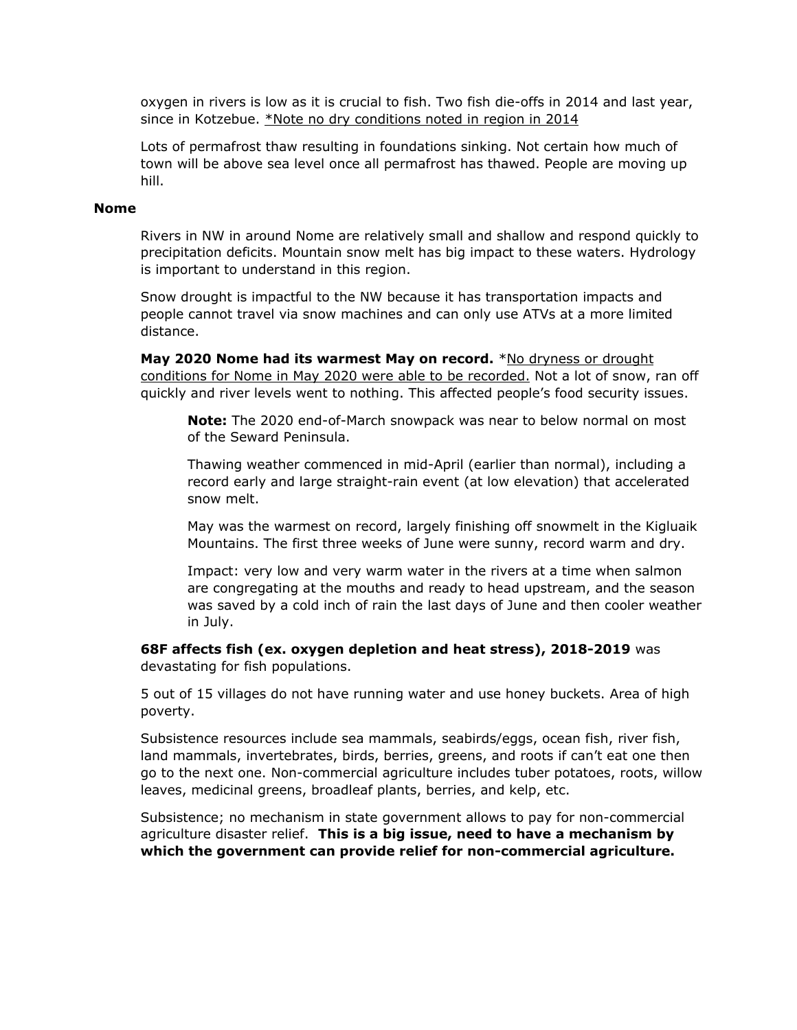oxygen in rivers is low as it is crucial to fish. Two fish die-offs in 2014 and last year, since in Kotzebue. <u>*Note no dry conditions noted in region in 2014</u>

Lots of permafrost thaw resulting in foundations sinking. Not certain how much of town will be above sea level once all permafrost has thawed. People are moving up hill.

**Nome**

Rivers in NW in around Nome are relatively small and shallow and respond quickly to precipitation deficits. Mountain snow melt has big impact to these waters. Hydrology is important to understand in this region.

Snow drought is impactful to the NW because it has transportation impacts and people cannot travel via snow machines and can only use ATVs at a more limited distance.

**May 2020 Nome had its warmest May on record.** *<u>No dryness or drought conditions for Nome in May 2020 were able to be recorded.</u> Not a lot of snow, ran off quickly and river levels went to nothing. This affected people's food security issues.

> **Note:** The 2020 end-of-March snowpack was near to below normal on most of the Seward Peninsula.
>
> Thawing weather commenced in mid-April (earlier than normal), including a record early and large straight-rain event (at low elevation) that accelerated snow melt.
>
> May was the warmest on record, largely finishing off snowmelt in the Kigluaik Mountains. The first three weeks of June were sunny, record warm and dry.
>
> Impact: very low and very warm water in the rivers at a time when salmon are congregating at the mouths and ready to head upstream, and the season was saved by a cold inch of rain the last days of June and then cooler weather in July.

**68F affects fish (ex. oxygen depletion and heat stress), 2018-2019** was devastating for fish populations.

5 out of 15 villages do not have running water and use honey buckets. Area of high poverty.

Subsistence resources include sea mammals, seabirds/eggs, ocean fish, river fish, land mammals, invertebrates, birds, berries, greens, and roots if can't eat one then go to the next one. Non-commercial agriculture includes tuber potatoes, roots, willow leaves, medicinal greens, broadleaf plants, berries, and kelp, etc.

Subsistence; no mechanism in state government allows to pay for non-commercial agriculture disaster relief. **This is a big issue, need to have a mechanism by which the government can provide relief for non-commercial agriculture.**